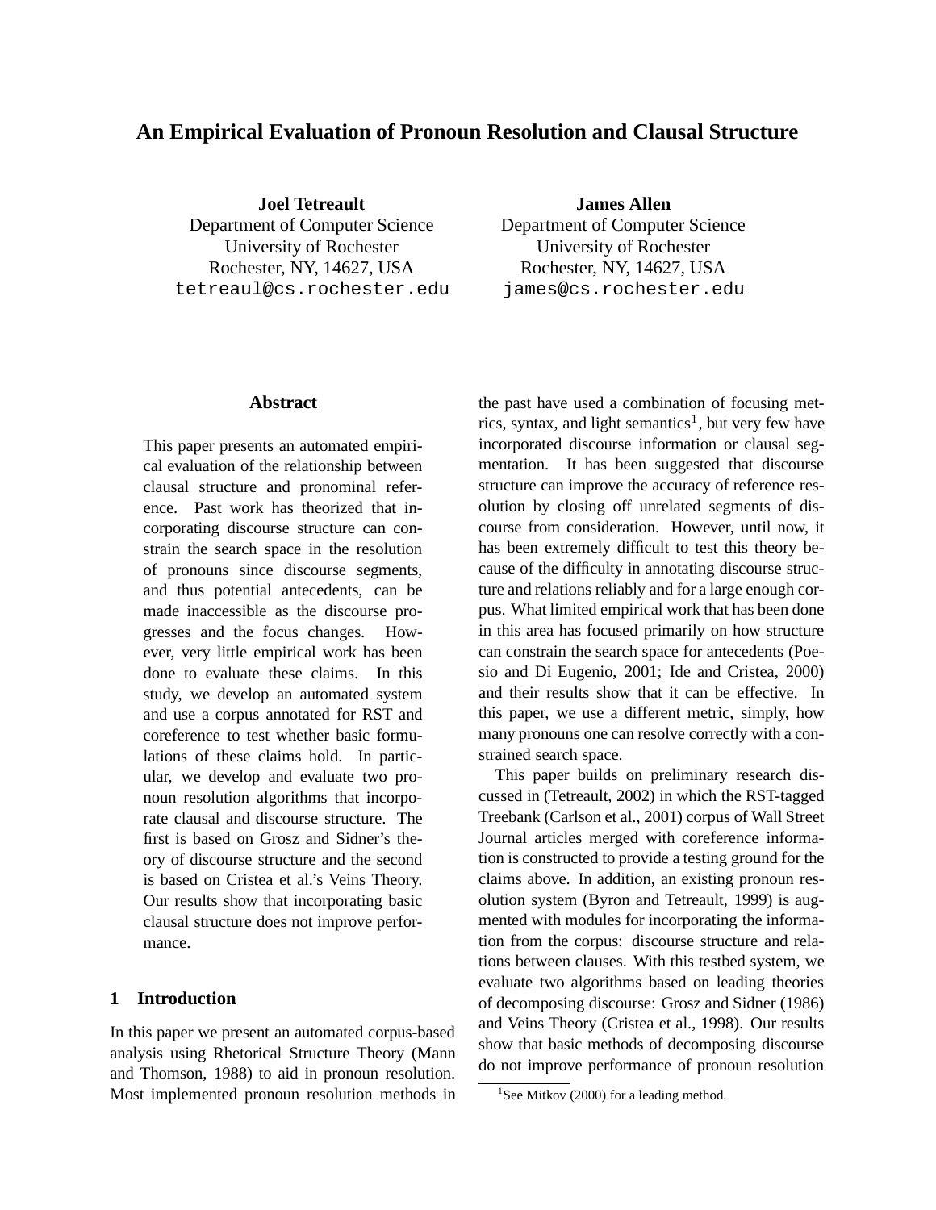# An Empirical Evaluation of Pronoun Resolution and Clausal Structure

**Joel Tetreault**
Department of Computer Science
University of Rochester
Rochester, NY, 14627, USA
tetreaul@cs.rochester.edu

**James Allen**
Department of Computer Science
University of Rochester
Rochester, NY, 14627, USA
james@cs.rochester.edu

## Abstract

This paper presents an automated empirical evaluation of the relationship between clausal structure and pronominal reference. Past work has theorized that incorporating discourse structure can constrain the search space in the resolution of pronouns since discourse segments, and thus potential antecedents, can be made inaccessible as the discourse progresses and the focus changes. However, very little empirical work has been done to evaluate these claims. In this study, we develop an automated system and use a corpus annotated for RST and coreference to test whether basic formulations of these claims hold. In particular, we develop and evaluate two pronoun resolution algorithms that incorporate clausal and discourse structure. The first is based on Grosz and Sidner's theory of discourse structure and the second is based on Cristea et al.'s Veins Theory. Our results show that incorporating basic clausal structure does not improve performance.

## 1 Introduction

In this paper we present an automated corpus-based analysis using Rhetorical Structure Theory (Mann and Thomson, 1988) to aid in pronoun resolution. Most implemented pronoun resolution methods in the past have used a combination of focusing metrics, syntax, and light semantics[1], but very few have incorporated discourse information or clausal segmentation. It has been suggested that discourse structure can improve the accuracy of reference resolution by closing off unrelated segments of discourse from consideration. However, until now, it has been extremely difficult to test this theory because of the difficulty in annotating discourse structure and relations reliably and for a large enough corpus. What limited empirical work that has been done in this area has focused primarily on how structure can constrain the search space for antecedents (Poesio and Di Eugenio, 2001; Ide and Cristea, 2000) and their results show that it can be effective. In this paper, we use a different metric, simply, how many pronouns one can resolve correctly with a constrained search space.

This paper builds on preliminary research discussed in (Tetreault, 2002) in which the RST-tagged Treebank (Carlson et al., 2001) corpus of Wall Street Journal articles merged with coreference information is constructed to provide a testing ground for the claims above. In addition, an existing pronoun resolution system (Byron and Tetreault, 1999) is augmented with modules for incorporating the information from the corpus: discourse structure and relations between clauses. With this testbed system, we evaluate two algorithms based on leading theories of decomposing discourse: Grosz and Sidner (1986) and Veins Theory (Cristea et al., 1998). Our results show that basic methods of decomposing discourse do not improve performance of pronoun resolution

[1] See Mitkov (2000) for a leading method.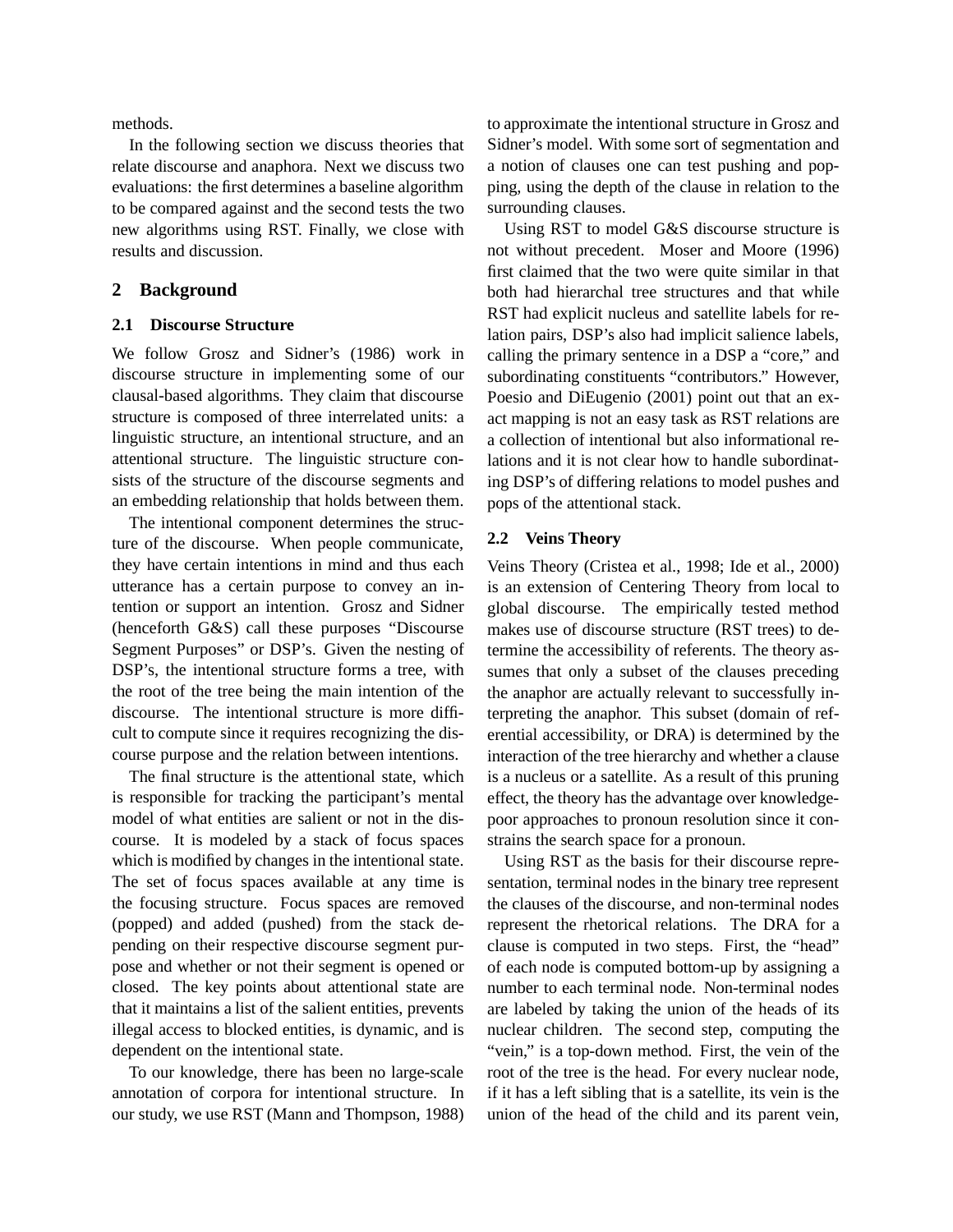methods.

In the following section we discuss theories that relate discourse and anaphora. Next we discuss two evaluations: the first determines a baseline algorithm to be compared against and the second tests the two new algorithms using RST. Finally, we close with results and discussion.

## 2 Background

### 2.1 Discourse Structure

We follow Grosz and Sidner's (1986) work in discourse structure in implementing some of our clausal-based algorithms. They claim that discourse structure is composed of three interrelated units: a linguistic structure, an intentional structure, and an attentional structure. The linguistic structure consists of the structure of the discourse segments and an embedding relationship that holds between them.

The intentional component determines the structure of the discourse. When people communicate, they have certain intentions in mind and thus each utterance has a certain purpose to convey an intention or support an intention. Grosz and Sidner (henceforth G&S) call these purposes "Discourse Segment Purposes" or DSP's. Given the nesting of DSP's, the intentional structure forms a tree, with the root of the tree being the main intention of the discourse. The intentional structure is more difficult to compute since it requires recognizing the discourse purpose and the relation between intentions.

The final structure is the attentional state, which is responsible for tracking the participant's mental model of what entities are salient or not in the discourse. It is modeled by a stack of focus spaces which is modified by changes in the intentional state. The set of focus spaces available at any time is the focusing structure. Focus spaces are removed (popped) and added (pushed) from the stack depending on their respective discourse segment purpose and whether or not their segment is opened or closed. The key points about attentional state are that it maintains a list of the salient entities, prevents illegal access to blocked entities, is dynamic, and is dependent on the intentional state.

To our knowledge, there has been no large-scale annotation of corpora for intentional structure. In our study, we use RST (Mann and Thompson, 1988) to approximate the intentional structure in Grosz and Sidner's model. With some sort of segmentation and a notion of clauses one can test pushing and popping, using the depth of the clause in relation to the surrounding clauses.

Using RST to model G&S discourse structure is not without precedent. Moser and Moore (1996) first claimed that the two were quite similar in that both had hierarchal tree structures and that while RST had explicit nucleus and satellite labels for relation pairs, DSP's also had implicit salience labels, calling the primary sentence in a DSP a "core," and subordinating constituents "contributors." However, Poesio and DiEugenio (2001) point out that an exact mapping is not an easy task as RST relations are a collection of intentional but also informational relations and it is not clear how to handle subordinating DSP's of differing relations to model pushes and pops of the attentional stack.

### 2.2 Veins Theory

Veins Theory (Cristea et al., 1998; Ide et al., 2000) is an extension of Centering Theory from local to global discourse. The empirically tested method makes use of discourse structure (RST trees) to determine the accessibility of referents. The theory assumes that only a subset of the clauses preceding the anaphor are actually relevant to successfully interpreting the anaphor. This subset (domain of referential accessibility, or DRA) is determined by the interaction of the tree hierarchy and whether a clause is a nucleus or a satellite. As a result of this pruning effect, the theory has the advantage over knowledge-poor approaches to pronoun resolution since it constrains the search space for a pronoun.

Using RST as the basis for their discourse representation, terminal nodes in the binary tree represent the clauses of the discourse, and non-terminal nodes represent the rhetorical relations. The DRA for a clause is computed in two steps. First, the "head" of each node is computed bottom-up by assigning a number to each terminal node. Non-terminal nodes are labeled by taking the union of the heads of its nuclear children. The second step, computing the "vein," is a top-down method. First, the vein of the root of the tree is the head. For every nuclear node, if it has a left sibling that is a satellite, its vein is the union of the head of the child and its parent vein,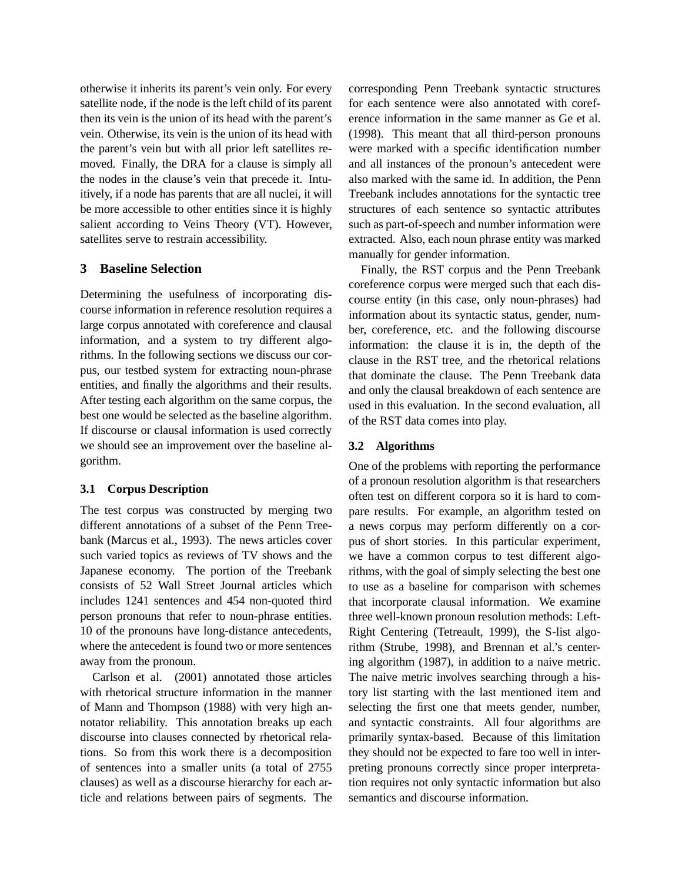otherwise it inherits its parent's vein only. For every satellite node, if the node is the left child of its parent then its vein is the union of its head with the parent's vein. Otherwise, its vein is the union of its head with the parent's vein but with all prior left satellites removed. Finally, the DRA for a clause is simply all the nodes in the clause's vein that precede it. Intuitively, if a node has parents that are all nuclei, it will be more accessible to other entities since it is highly salient according to Veins Theory (VT). However, satellites serve to restrain accessibility.

## 3 Baseline Selection

Determining the usefulness of incorporating discourse information in reference resolution requires a large corpus annotated with coreference and clausal information, and a system to try different algorithms. In the following sections we discuss our corpus, our testbed system for extracting noun-phrase entities, and finally the algorithms and their results. After testing each algorithm on the same corpus, the best one would be selected as the baseline algorithm. If discourse or clausal information is used correctly we should see an improvement over the baseline algorithm.

### 3.1 Corpus Description

The test corpus was constructed by merging two different annotations of a subset of the Penn Treebank (Marcus et al., 1993). The news articles cover such varied topics as reviews of TV shows and the Japanese economy. The portion of the Treebank consists of 52 Wall Street Journal articles which includes 1241 sentences and 454 non-quoted third person pronouns that refer to noun-phrase entities. 10 of the pronouns have long-distance antecedents, where the antecedent is found two or more sentences away from the pronoun.

Carlson et al. (2001) annotated those articles with rhetorical structure information in the manner of Mann and Thompson (1988) with very high annotator reliability. This annotation breaks up each discourse into clauses connected by rhetorical relations. So from this work there is a decomposition of sentences into a smaller units (a total of 2755 clauses) as well as a discourse hierarchy for each article and relations between pairs of segments. The corresponding Penn Treebank syntactic structures for each sentence were also annotated with coreference information in the same manner as Ge et al. (1998). This meant that all third-person pronouns were marked with a specific identification number and all instances of the pronoun's antecedent were also marked with the same id. In addition, the Penn Treebank includes annotations for the syntactic tree structures of each sentence so syntactic attributes such as part-of-speech and number information were extracted. Also, each noun phrase entity was marked manually for gender information.

Finally, the RST corpus and the Penn Treebank coreference corpus were merged such that each discourse entity (in this case, only noun-phrases) had information about its syntactic status, gender, number, coreference, etc. and the following discourse information: the clause it is in, the depth of the clause in the RST tree, and the rhetorical relations that dominate the clause. The Penn Treebank data and only the clausal breakdown of each sentence are used in this evaluation. In the second evaluation, all of the RST data comes into play.

### 3.2 Algorithms

One of the problems with reporting the performance of a pronoun resolution algorithm is that researchers often test on different corpora so it is hard to compare results. For example, an algorithm tested on a news corpus may perform differently on a corpus of short stories. In this particular experiment, we have a common corpus to test different algorithms, with the goal of simply selecting the best one to use as a baseline for comparison with schemes that incorporate clausal information. We examine three well-known pronoun resolution methods: Left-Right Centering (Tetreault, 1999), the S-list algorithm (Strube, 1998), and Brennan et al.'s centering algorithm (1987), in addition to a naive metric. The naive metric involves searching through a history list starting with the last mentioned item and selecting the first one that meets gender, number, and syntactic constraints. All four algorithms are primarily syntax-based. Because of this limitation they should not be expected to fare too well in interpreting pronouns correctly since proper interpretation requires not only syntactic information but also semantics and discourse information.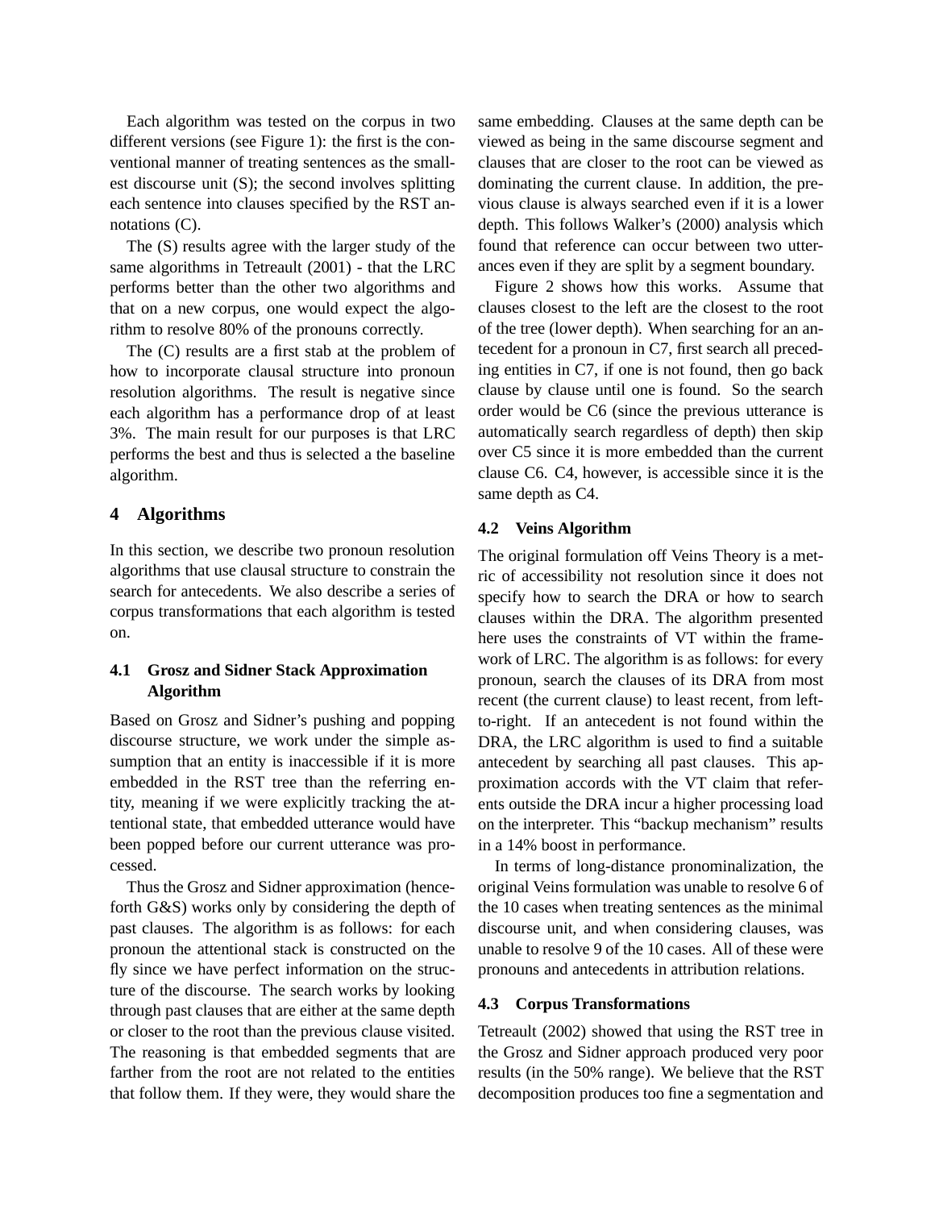Each algorithm was tested on the corpus in two different versions (see Figure 1): the first is the conventional manner of treating sentences as the smallest discourse unit (S); the second involves splitting each sentence into clauses specified by the RST annotations (C).

The (S) results agree with the larger study of the same algorithms in Tetreault (2001) - that the LRC performs better than the other two algorithms and that on a new corpus, one would expect the algorithm to resolve 80% of the pronouns correctly.

The (C) results are a first stab at the problem of how to incorporate clausal structure into pronoun resolution algorithms. The result is negative since each algorithm has a performance drop of at least 3%. The main result for our purposes is that LRC performs the best and thus is selected a the baseline algorithm.

## 4 Algorithms

In this section, we describe two pronoun resolution algorithms that use clausal structure to constrain the search for antecedents. We also describe a series of corpus transformations that each algorithm is tested on.

### 4.1 Grosz and Sidner Stack Approximation Algorithm

Based on Grosz and Sidner's pushing and popping discourse structure, we work under the simple assumption that an entity is inaccessible if it is more embedded in the RST tree than the referring entity, meaning if we were explicitly tracking the attentional state, that embedded utterance would have been popped before our current utterance was processed.

Thus the Grosz and Sidner approximation (henceforth G&S) works only by considering the depth of past clauses. The algorithm is as follows: for each pronoun the attentional stack is constructed on the fly since we have perfect information on the structure of the discourse. The search works by looking through past clauses that are either at the same depth or closer to the root than the previous clause visited. The reasoning is that embedded segments that are farther from the root are not related to the entities that follow them. If they were, they would share the same embedding. Clauses at the same depth can be viewed as being in the same discourse segment and clauses that are closer to the root can be viewed as dominating the current clause. In addition, the previous clause is always searched even if it is a lower depth. This follows Walker's (2000) analysis which found that reference can occur between two utterances even if they are split by a segment boundary.

Figure 2 shows how this works. Assume that clauses closest to the left are the closest to the root of the tree (lower depth). When searching for an antecedent for a pronoun in C7, first search all preceding entities in C7, if one is not found, then go back clause by clause until one is found. So the search order would be C6 (since the previous utterance is automatically search regardless of depth) then skip over C5 since it is more embedded than the current clause C6. C4, however, is accessible since it is the same depth as C4.

### 4.2 Veins Algorithm

The original formulation off Veins Theory is a metric of accessibility not resolution since it does not specify how to search the DRA or how to search clauses within the DRA. The algorithm presented here uses the constraints of VT within the framework of LRC. The algorithm is as follows: for every pronoun, search the clauses of its DRA from most recent (the current clause) to least recent, from left-to-right. If an antecedent is not found within the DRA, the LRC algorithm is used to find a suitable antecedent by searching all past clauses. This approximation accords with the VT claim that referents outside the DRA incur a higher processing load on the interpreter. This "backup mechanism" results in a 14% boost in performance.

In terms of long-distance pronominalization, the original Veins formulation was unable to resolve 6 of the 10 cases when treating sentences as the minimal discourse unit, and when considering clauses, was unable to resolve 9 of the 10 cases. All of these were pronouns and antecedents in attribution relations.

### 4.3 Corpus Transformations

Tetreault (2002) showed that using the RST tree in the Grosz and Sidner approach produced very poor results (in the 50% range). We believe that the RST decomposition produces too fine a segmentation and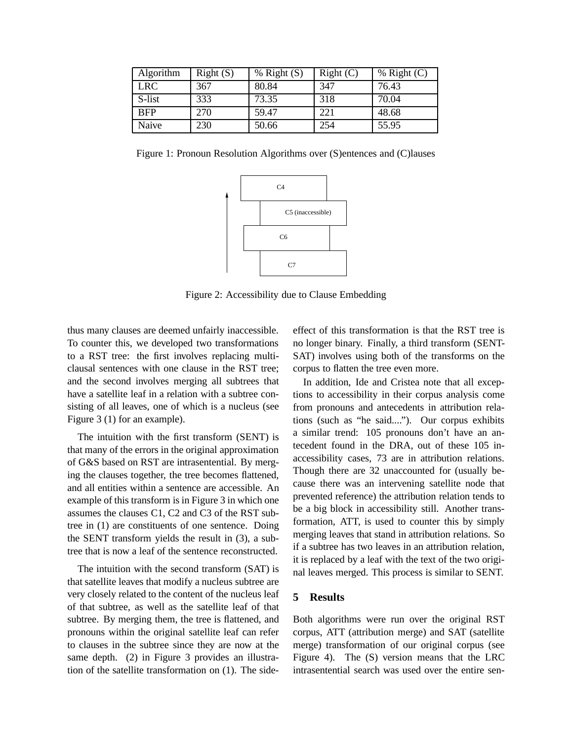| Algorithm | Right (S) | % Right (S) | Right (C) | % Right (C) |
|---|---|---|---|---|
| LRC | 367 | 80.84 | 347 | 76.43 |
| S-list | 333 | 73.35 | 318 | 70.04 |
| BFP | 270 | 59.47 | 221 | 48.68 |
| Naive | 230 | 50.66 | 254 | 55.95 |

Figure 1: Pronoun Resolution Algorithms over (S)entences and (C)lauses

Figure 2: Accessibility due to Clause Embedding

thus many clauses are deemed unfairly inaccessible. To counter this, we developed two transformations to a RST tree: the first involves replacing multi-clausal sentences with one clause in the RST tree; and the second involves merging all subtrees that have a satellite leaf in a relation with a subtree consisting of all leaves, one of which is a nucleus (see Figure 3 (1) for an example).

The intuition with the first transform (SENT) is that many of the errors in the original approximation of G&S based on RST are intrasentential. By merging the clauses together, the tree becomes flattened, and all entities within a sentence are accessible. An example of this transform is in Figure 3 in which one assumes the clauses C1, C2 and C3 of the RST subtree in (1) are constituents of one sentence. Doing the SENT transform yields the result in (3), a subtree that is now a leaf of the sentence reconstructed.

The intuition with the second transform (SAT) is that satellite leaves that modify a nucleus subtree are very closely related to the content of the nucleus leaf of that subtree, as well as the satellite leaf of that subtree. By merging them, the tree is flattened, and pronouns within the original satellite leaf can refer to clauses in the subtree since they are now at the same depth. (2) in Figure 3 provides an illustration of the satellite transformation on (1). The side-effect of this transformation is that the RST tree is no longer binary. Finally, a third transform (SENT-SAT) involves using both of the transforms on the corpus to flatten the tree even more.

In addition, Ide and Cristea note that all exceptions to accessibility in their corpus analysis come from pronouns and antecedents in attribution relations (such as "he said...."). Our corpus exhibits a similar trend: 105 pronouns don't have an antecedent found in the DRA, out of these 105 inaccessibility cases, 73 are in attribution relations. Though there are 32 unaccounted for (usually because there was an intervening satellite node that prevented reference) the attribution relation tends to be a big block in accessibility still. Another transformation, ATT, is used to counter this by simply merging leaves that stand in attribution relations. So if a subtree has two leaves in an attribution relation, it is replaced by a leaf with the text of the two original leaves merged. This process is similar to SENT.

## 5 Results

Both algorithms were run over the original RST corpus, ATT (attribution merge) and SAT (satellite merge) transformation of our original corpus (see Figure 4). The (S) version means that the LRC intrasentential search was used over the entire sen-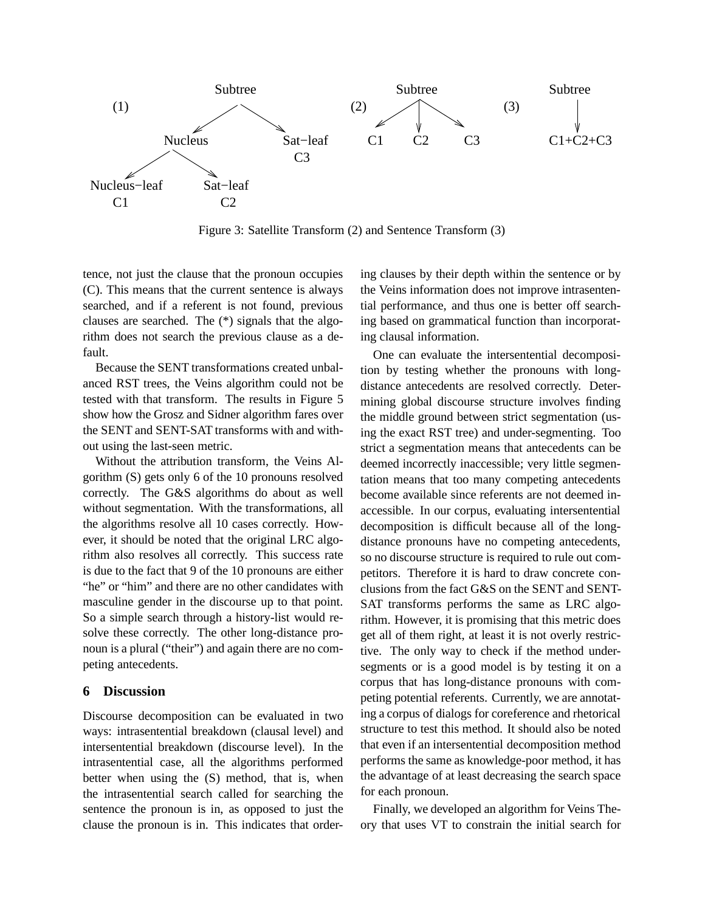Figure 3: Satellite Transform (2) and Sentence Transform (3)

tence, not just the clause that the pronoun occupies (C). This means that the current sentence is always searched, and if a referent is not found, previous clauses are searched. The (*) signals that the algorithm does not search the previous clause as a default.

Because the SENT transformations created unbalanced RST trees, the Veins algorithm could not be tested with that transform. The results in Figure 5 show how the Grosz and Sidner algorithm fares over the SENT and SENT-SAT transforms with and without using the last-seen metric.

Without the attribution transform, the Veins Algorithm (S) gets only 6 of the 10 pronouns resolved correctly. The G&S algorithms do about as well without segmentation. With the transformations, all the algorithms resolve all 10 cases correctly. However, it should be noted that the original LRC algorithm also resolves all correctly. This success rate is due to the fact that 9 of the 10 pronouns are either "he" or "him" and there are no other candidates with masculine gender in the discourse up to that point. So a simple search through a history-list would resolve these correctly. The other long-distance pronoun is a plural ("their") and again there are no competing antecedents.

## 6 Discussion

Discourse decomposition can be evaluated in two ways: intrasentential breakdown (clausal level) and intersentential breakdown (discourse level). In the intrasentential case, all the algorithms performed better when using the (S) method, that is, when the intrasentential search called for searching the sentence the pronoun is in, as opposed to just the clause the pronoun is in. This indicates that ordering clauses by their depth within the sentence or by the Veins information does not improve intrasentential performance, and thus one is better off searching based on grammatical function than incorporating clausal information.

One can evaluate the intersentential decomposition by testing whether the pronouns with long-distance antecedents are resolved correctly. Determining global discourse structure involves finding the middle ground between strict segmentation (using the exact RST tree) and under-segmenting. Too strict a segmentation means that antecedents can be deemed incorrectly inaccessible; very little segmentation means that too many competing antecedents become available since referents are not deemed inaccessible. In our corpus, evaluating intersentential decomposition is difficult because all of the long-distance pronouns have no competing antecedents, so no discourse structure is required to rule out competitors. Therefore it is hard to draw concrete conclusions from the fact G&S on the SENT and SENT-SAT transforms performs the same as LRC algorithm. However, it is promising that this metric does get all of them right, at least it is not overly restrictive. The only way to check if the method under-segments or is a good model is by testing it on a corpus that has long-distance pronouns with competing potential referents. Currently, we are annotating a corpus of dialogs for coreference and rhetorical structure to test this method. It should also be noted that even if an intersentential decomposition method performs the same as knowledge-poor method, it has the advantage of at least decreasing the search space for each pronoun.

Finally, we developed an algorithm for Veins Theory that uses VT to constrain the initial search for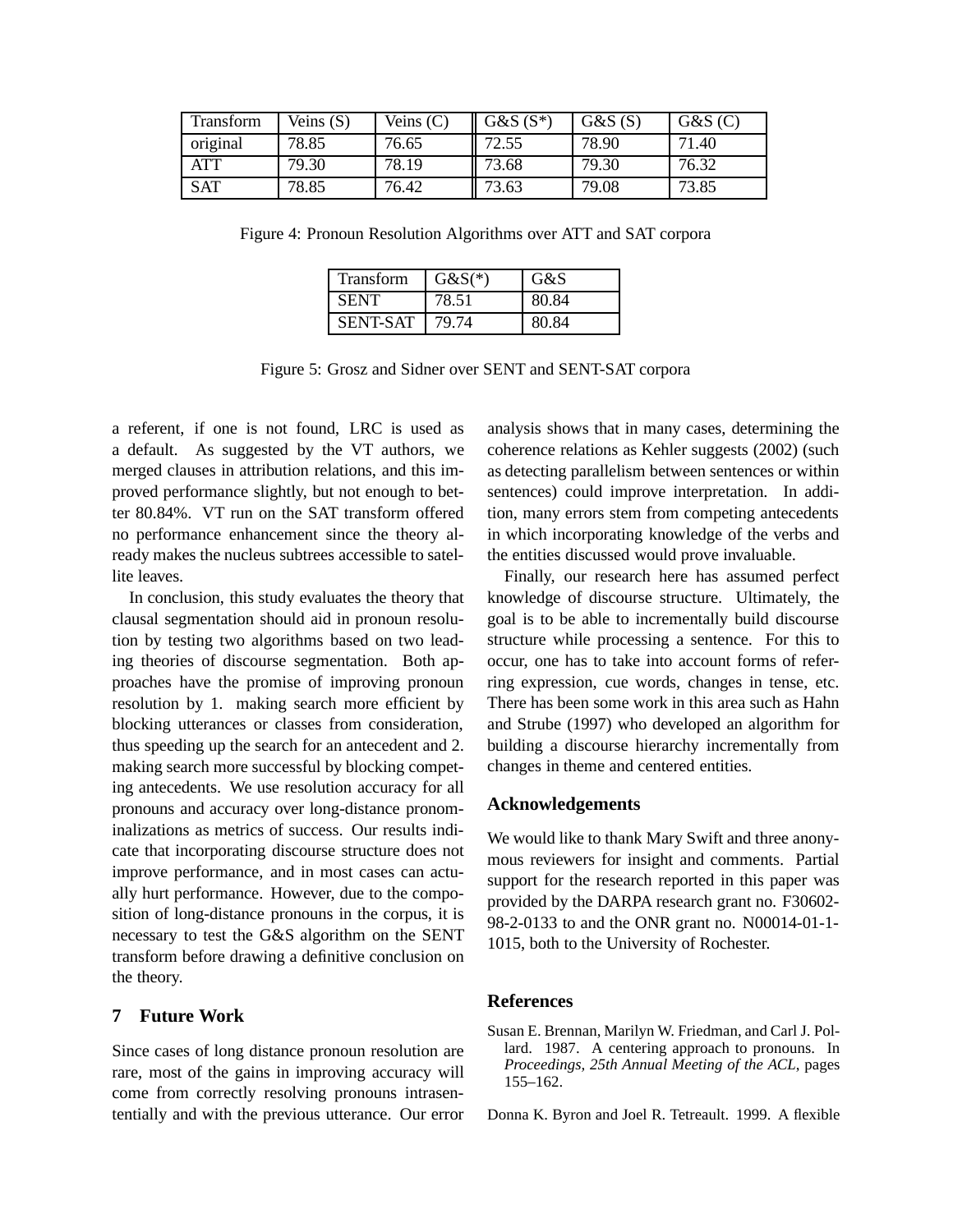| Transform | Veins (S) | Veins (C) | G&S (S*) | G&S (S) | G&S (C) |
|---|---|---|---|---|---|
| original | 78.85 | 76.65 | 72.55 | 78.90 | 71.40 |
| ATT | 79.30 | 78.19 | 73.68 | 79.30 | 76.32 |
| SAT | 78.85 | 76.42 | 73.63 | 79.08 | 73.85 |

Figure 4: Pronoun Resolution Algorithms over ATT and SAT corpora

| Transform | G&S(*) | G&S |
|---|---|---|
| SENT | 78.51 | 80.84 |
| SENT-SAT | 79.74 | 80.84 |

Figure 5: Grosz and Sidner over SENT and SENT-SAT corpora

a referent, if one is not found, LRC is used as a default. As suggested by the VT authors, we merged clauses in attribution relations, and this improved performance slightly, but not enough to better 80.84%. VT run on the SAT transform offered no performance enhancement since the theory already makes the nucleus subtrees accessible to satellite leaves.

In conclusion, this study evaluates the theory that clausal segmentation should aid in pronoun resolution by testing two algorithms based on two leading theories of discourse segmentation. Both approaches have the promise of improving pronoun resolution by 1. making search more efficient by blocking utterances or classes from consideration, thus speeding up the search for an antecedent and 2. making search more successful by blocking competing antecedents. We use resolution accuracy for all pronouns and accuracy over long-distance pronominalizations as metrics of success. Our results indicate that incorporating discourse structure does not improve performance, and in most cases can actually hurt performance. However, due to the composition of long-distance pronouns in the corpus, it is necessary to test the G&S algorithm on the SENT transform before drawing a definitive conclusion on the theory.

## 7 Future Work

Since cases of long distance pronoun resolution are rare, most of the gains in improving accuracy will come from correctly resolving pronouns intrasententially and with the previous utterance. Our error analysis shows that in many cases, determining the coherence relations as Kehler suggests (2002) (such as detecting parallelism between sentences or within sentences) could improve interpretation. In addition, many errors stem from competing antecedents in which incorporating knowledge of the verbs and the entities discussed would prove invaluable.

Finally, our research here has assumed perfect knowledge of discourse structure. Ultimately, the goal is to be able to incrementally build discourse structure while processing a sentence. For this to occur, one has to take into account forms of referring expression, cue words, changes in tense, etc. There has been some work in this area such as Hahn and Strube (1997) who developed an algorithm for building a discourse hierarchy incrementally from changes in theme and centered entities.

## Acknowledgements

We would like to thank Mary Swift and three anonymous reviewers for insight and comments. Partial support for the research reported in this paper was provided by the DARPA research grant no. F30602-98-2-0133 to and the ONR grant no. N00014-01-1-1015, both to the University of Rochester.

## References

Susan E. Brennan, Marilyn W. Friedman, and Carl J. Pollard. 1987. A centering approach to pronouns. In *Proceedings, 25th Annual Meeting of the ACL*, pages 155–162.

Donna K. Byron and Joel R. Tetreault. 1999. A flexible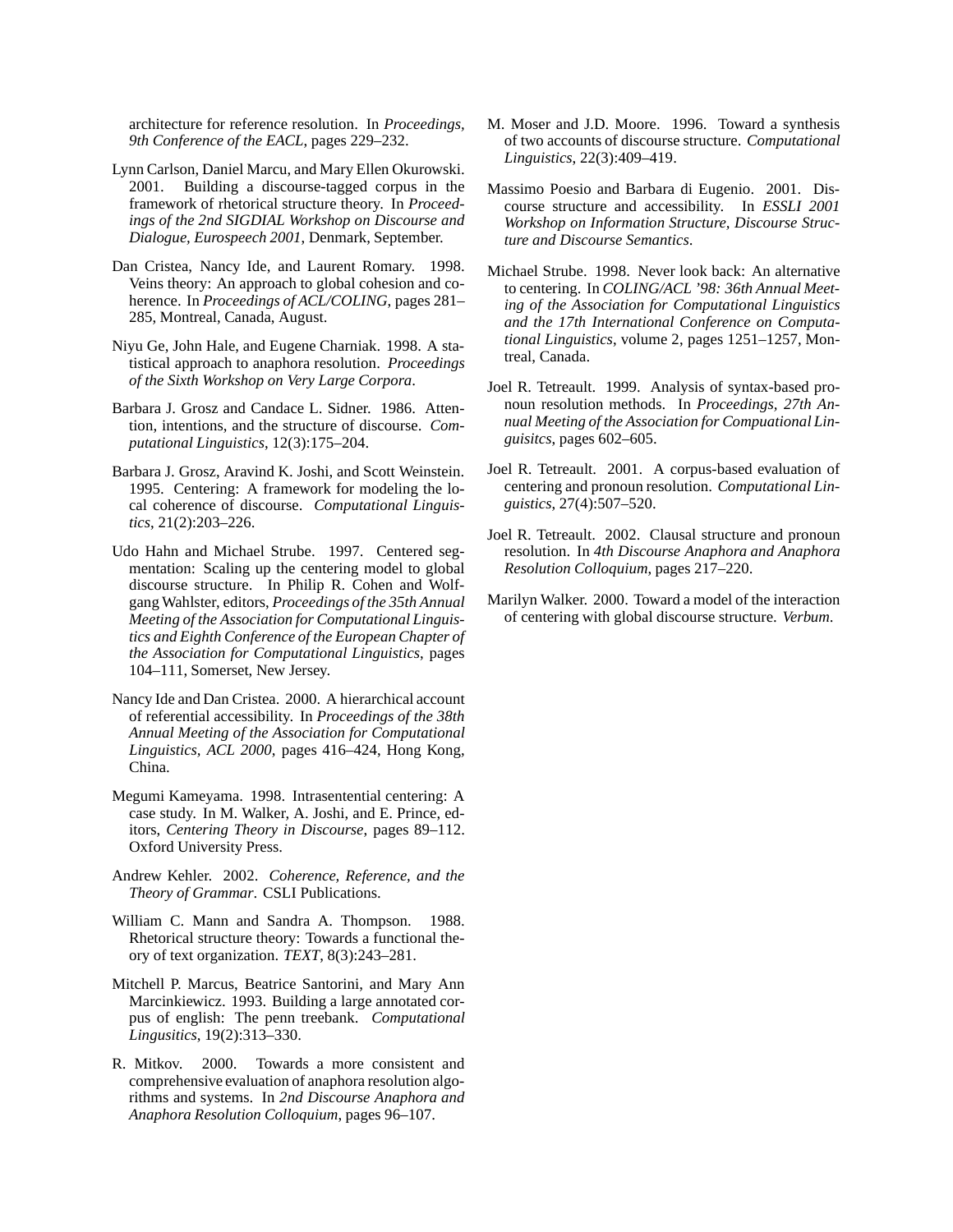architecture for reference resolution. In *Proceedings, 9th Conference of the EACL*, pages 229–232.

Lynn Carlson, Daniel Marcu, and Mary Ellen Okurowski. 2001. Building a discourse-tagged corpus in the framework of rhetorical structure theory. In *Proceedings of the 2nd SIGDIAL Workshop on Discourse and Dialogue, Eurospeech 2001*, Denmark, September.

Dan Cristea, Nancy Ide, and Laurent Romary. 1998. Veins theory: An approach to global cohesion and coherence. In *Proceedings of ACL/COLING*, pages 281–285, Montreal, Canada, August.

Niyu Ge, John Hale, and Eugene Charniak. 1998. A statistical approach to anaphora resolution. *Proceedings of the Sixth Workshop on Very Large Corpora*.

Barbara J. Grosz and Candace L. Sidner. 1986. Attention, intentions, and the structure of discourse. *Computational Linguistics*, 12(3):175–204.

Barbara J. Grosz, Aravind K. Joshi, and Scott Weinstein. 1995. Centering: A framework for modeling the local coherence of discourse. *Computational Linguistics*, 21(2):203–226.

Udo Hahn and Michael Strube. 1997. Centered segmentation: Scaling up the centering model to global discourse structure. In Philip R. Cohen and Wolfgang Wahlster, editors, *Proceedings of the 35th Annual Meeting of the Association for Computational Linguistics and Eighth Conference of the European Chapter of the Association for Computational Linguistics*, pages 104–111, Somerset, New Jersey.

Nancy Ide and Dan Cristea. 2000. A hierarchical account of referential accessibility. In *Proceedings of the 38th Annual Meeting of the Association for Computational Linguistics, ACL 2000*, pages 416–424, Hong Kong, China.

Megumi Kameyama. 1998. Intrasentential centering: A case study. In M. Walker, A. Joshi, and E. Prince, editors, *Centering Theory in Discourse*, pages 89–112. Oxford University Press.

Andrew Kehler. 2002. *Coherence, Reference, and the Theory of Grammar*. CSLI Publications.

William C. Mann and Sandra A. Thompson. 1988. Rhetorical structure theory: Towards a functional theory of text organization. *TEXT*, 8(3):243–281.

Mitchell P. Marcus, Beatrice Santorini, and Mary Ann Marcinkiewicz. 1993. Building a large annotated corpus of english: The penn treebank. *Computational Lingusitics*, 19(2):313–330.

R. Mitkov. 2000. Towards a more consistent and comprehensive evaluation of anaphora resolution algorithms and systems. In *2nd Discourse Anaphora and Anaphora Resolution Colloquium*, pages 96–107.

M. Moser and J.D. Moore. 1996. Toward a synthesis of two accounts of discourse structure. *Computational Linguistics*, 22(3):409–419.

Massimo Poesio and Barbara di Eugenio. 2001. Discourse structure and accessibility. In *ESSLI 2001 Workshop on Information Structure, Discourse Structure and Discourse Semantics*.

Michael Strube. 1998. Never look back: An alternative to centering. In *COLING/ACL '98: 36th Annual Meeting of the Association for Computational Linguistics and the 17th International Conference on Computational Linguistics*, volume 2, pages 1251–1257, Montreal, Canada.

Joel R. Tetreault. 1999. Analysis of syntax-based pronoun resolution methods. In *Proceedings, 27th Annual Meeting of the Association for Compuational Linguisitcs*, pages 602–605.

Joel R. Tetreault. 2001. A corpus-based evaluation of centering and pronoun resolution. *Computational Linguistics*, 27(4):507–520.

Joel R. Tetreault. 2002. Clausal structure and pronoun resolution. In *4th Discourse Anaphora and Anaphora Resolution Colloquium*, pages 217–220.

Marilyn Walker. 2000. Toward a model of the interaction of centering with global discourse structure. *Verbum*.